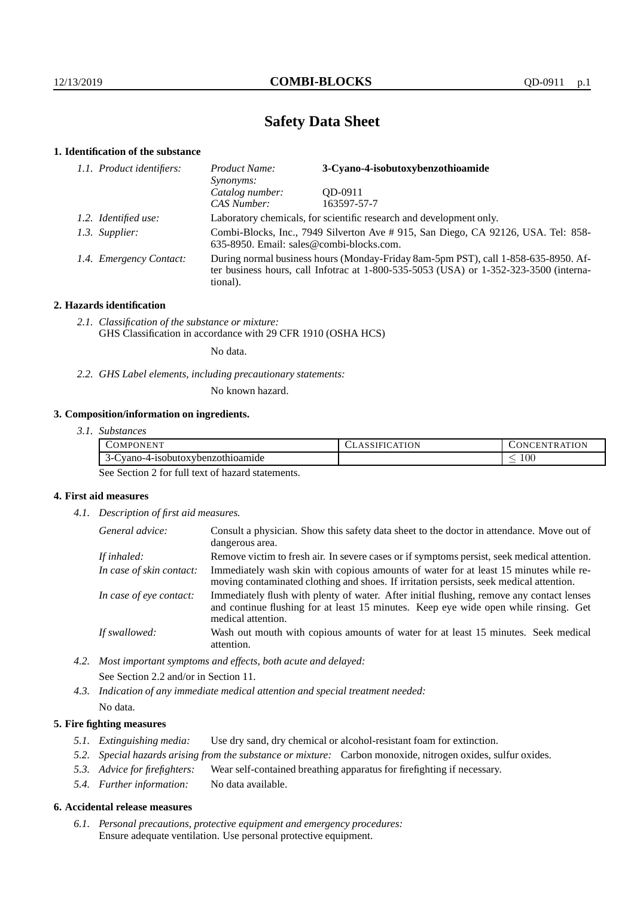# Safety Data Sheet

## 1. Identification of the substance

| | | |
|---|---|---|
| *1.1. Product identifiers:* | *Product Name:* | **3-Cyano-4-isobutoxybenzothioamide** |
| | *Synonyms:* | |
| | *Catalog number:* | QD-0911 |
| | *CAS Number:* | 163597-57-7 |
| *1.2. Identified use:* | Laboratory chemicals, for scientific research and development only. | |
| *1.3. Supplier:* | Combi-Blocks, Inc., 7949 Silverton Ave # 915, San Diego, CA 92126, USA. Tel: 858-635-8950. Email: sales@combi-blocks.com. | |
| *1.4. Emergency Contact:* | During normal business hours (Monday-Friday 8am-5pm PST), call 1-858-635-8950. After business hours, call Infotrac at 1-800-535-5053 (USA) or 1-352-323-3500 (international). | |

## 2. Hazards identification

*2.1. Classification of the substance or mixture:*
GHS Classification in accordance with 29 CFR 1910 (OSHA HCS)

No data.

*2.2. GHS Label elements, including precautionary statements:*

No known hazard.

## 3. Composition/information on ingredients.

*3.1. Substances*

| COMPONENT | CLASSIFICATION | CONCENTRATION |
|---|---|---|
| 3-Cyano-4-isobutoxybenzothioamide | | $\leq 100$ |

See Section 2 for full text of hazard statements.

## 4. First aid measures

*4.1. Description of first aid measures.*

| | |
|---|---|
| *General advice:* | Consult a physician. Show this safety data sheet to the doctor in attendance. Move out of dangerous area. |
| *If inhaled:* | Remove victim to fresh air. In severe cases or if symptoms persist, seek medical attention. |
| *In case of skin contact:* | Immediately wash skin with copious amounts of water for at least 15 minutes while removing contaminated clothing and shoes. If irritation persists, seek medical attention. |
| *In case of eye contact:* | Immediately flush with plenty of water. After initial flushing, remove any contact lenses and continue flushing for at least 15 minutes. Keep eye wide open while rinsing. Get medical attention. |
| *If swallowed:* | Wash out mouth with copious amounts of water for at least 15 minutes. Seek medical attention. |

*4.2. Most important symptoms and effects, both acute and delayed:*
See Section 2.2 and/or in Section 11.

*4.3. Indication of any immediate medical attention and special treatment needed:*
No data.

## 5. Fire fighting measures

*5.1. Extinguishing media:* Use dry sand, dry chemical or alcohol-resistant foam for extinction.

*5.2. Special hazards arising from the substance or mixture:* Carbon monoxide, nitrogen oxides, sulfur oxides.

*5.3. Advice for firefighters:* Wear self-contained breathing apparatus for firefighting if necessary.

*5.4. Further information:* No data available.

## 6. Accidental release measures

*6.1. Personal precautions, protective equipment and emergency procedures:*
Ensure adequate ventilation. Use personal protective equipment.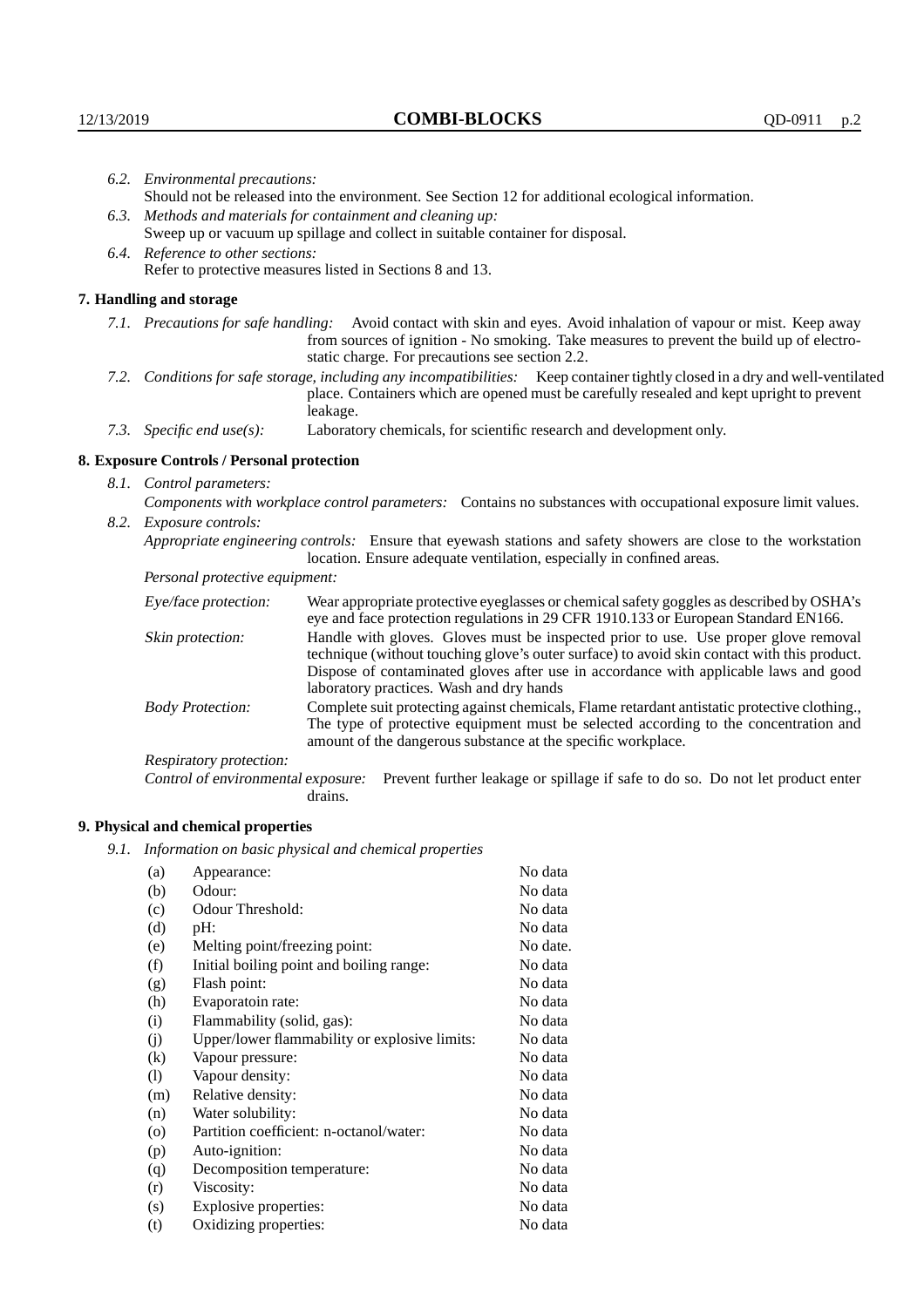*6.2. Environmental precautions:*
Should not be released into the environment. See Section 12 for additional ecological information.

*6.3. Methods and materials for containment and cleaning up:*
Sweep up or vacuum up spillage and collect in suitable container for disposal.

*6.4. Reference to other sections:*
Refer to protective measures listed in Sections 8 and 13.

## 7. Handling and storage

*7.1. Precautions for safe handling:* Avoid contact with skin and eyes. Avoid inhalation of vapour or mist. Keep away from sources of ignition - No smoking. Take measures to prevent the build up of electrostatic charge. For precautions see section 2.2.

*7.2. Conditions for safe storage, including any incompatibilities:* Keep container tightly closed in a dry and well-ventilated place. Containers which are opened must be carefully resealed and kept upright to prevent leakage.

*7.3. Specific end use(s):* Laboratory chemicals, for scientific research and development only.

## 8. Exposure Controls / Personal protection

*8.1. Control parameters:*

*Components with workplace control parameters:* Contains no substances with occupational exposure limit values.

*8.2. Exposure controls:*

*Appropriate engineering controls:* Ensure that eyewash stations and safety showers are close to the workstation location. Ensure adequate ventilation, especially in confined areas.

*Personal protective equipment:*

*Eye/face protection:* Wear appropriate protective eyeglasses or chemical safety goggles as described by OSHA's eye and face protection regulations in 29 CFR 1910.133 or European Standard EN166.

*Skin protection:* Handle with gloves. Gloves must be inspected prior to use. Use proper glove removal technique (without touching glove's outer surface) to avoid skin contact with this product. Dispose of contaminated gloves after use in accordance with applicable laws and good laboratory practices. Wash and dry hands

*Body Protection:* Complete suit protecting against chemicals, Flame retardant antistatic protective clothing., The type of protective equipment must be selected according to the concentration and amount of the dangerous substance at the specific workplace.

*Respiratory protection:*

*Control of environmental exposure:* Prevent further leakage or spillage if safe to do so. Do not let product enter drains.

## 9. Physical and chemical properties

*9.1. Information on basic physical and chemical properties*

| | | |
|---|---|---|
| (a) | Appearance: | No data |
| (b) | Odour: | No data |
| (c) | Odour Threshold: | No data |
| (d) | pH: | No data |
| (e) | Melting point/freezing point: | No date. |
| (f) | Initial boiling point and boiling range: | No data |
| (g) | Flash point: | No data |
| (h) | Evaporatoin rate: | No data |
| (i) | Flammability (solid, gas): | No data |
| (j) | Upper/lower flammability or explosive limits: | No data |
| (k) | Vapour pressure: | No data |
| (l) | Vapour density: | No data |
| (m) | Relative density: | No data |
| (n) | Water solubility: | No data |
| (o) | Partition coefficient: n-octanol/water: | No data |
| (p) | Auto-ignition: | No data |
| (q) | Decomposition temperature: | No data |
| (r) | Viscosity: | No data |
| (s) | Explosive properties: | No data |
| (t) | Oxidizing properties: | No data |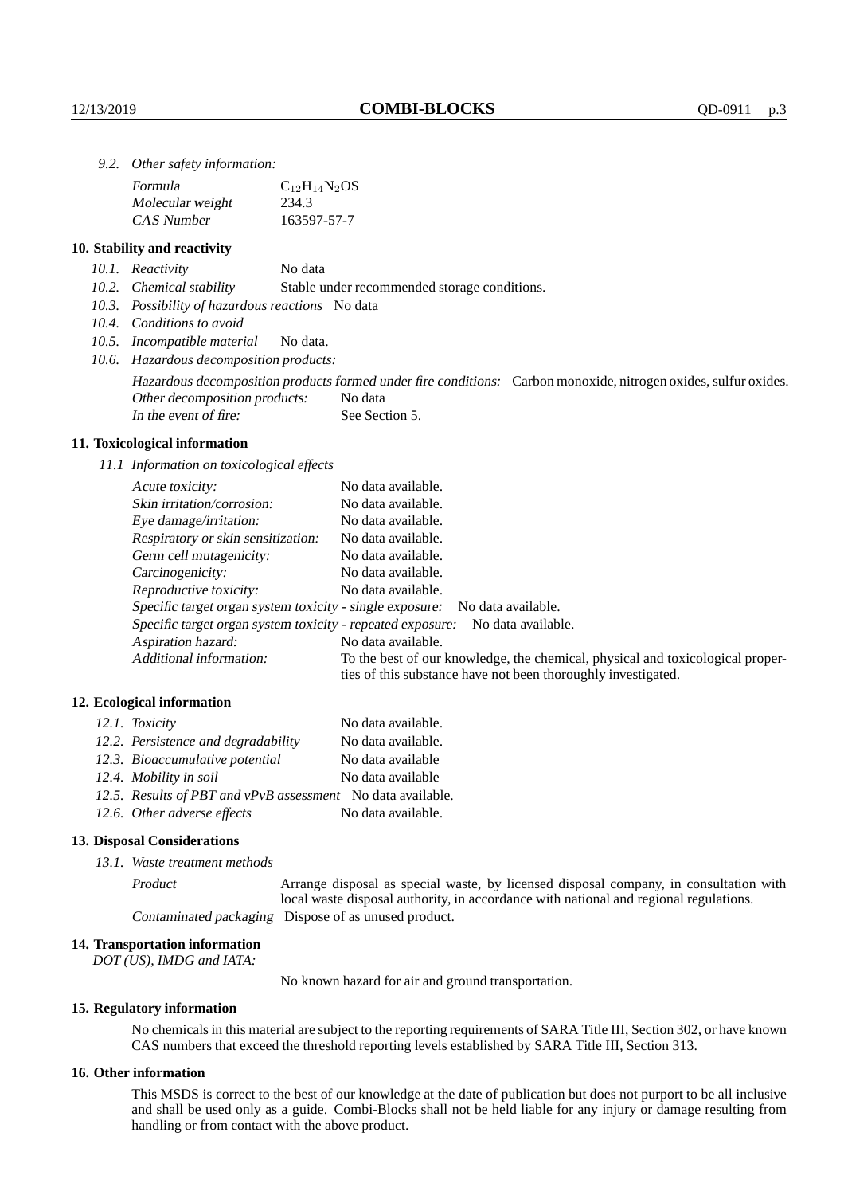*9.2. Other safety information:*

| | |
|---|---|
| *Formula* | $C_{12}H_{14}N_2OS$ |
| *Molecular weight* | 234.3 |
| *CAS Number* | 163597-57-7 |

## 10. Stability and reactivity

*10.1. Reactivity* No data

*10.2. Chemical stability* Stable under recommended storage conditions.

*10.3. Possibility of hazardous reactions* No data

*10.4. Conditions to avoid*

*10.5. Incompatible material* No data.

*10.6. Hazardous decomposition products:*

*Hazardous decomposition products formed under fire conditions:* Carbon monoxide, nitrogen oxides, sulfur oxides.

*Other decomposition products:* No data

*In the event of fire:* See Section 5.

## 11. Toxicological information

*11.1 Information on toxicological effects*

| | |
|---|---|
| *Acute toxicity:* | No data available. |
| *Skin irritation/corrosion:* | No data available. |
| *Eye damage/irritation:* | No data available. |
| *Respiratory or skin sensitization:* | No data available. |
| *Germ cell mutagenicity:* | No data available. |
| *Carcinogenicity:* | No data available. |
| *Reproductive toxicity:* | No data available. |
| *Specific target organ system toxicity - single exposure:* | No data available. |
| *Specific target organ system toxicity - repeated exposure:* | No data available. |
| *Aspiration hazard:* | No data available. |
| *Additional information:* | To the best of our knowledge, the chemical, physical and toxicological properties of this substance have not been thoroughly investigated. |

## 12. Ecological information

| | |
|---|---|
| *12.1. Toxicity* | No data available. |
| *12.2. Persistence and degradability* | No data available. |
| *12.3. Bioaccumulative potential* | No data available |
| *12.4. Mobility in soil* | No data available |
| *12.5. Results of PBT and vPvB assessment* | No data available. |
| *12.6. Other adverse effects* | No data available. |

## 13. Disposal Considerations

*13.1. Waste treatment methods*

*Product* Arrange disposal as special waste, by licensed disposal company, in consultation with local waste disposal authority, in accordance with national and regional regulations.

*Contaminated packaging* Dispose of as unused product.

## 14. Transportation information

*DOT (US), IMDG and IATA:*

No known hazard for air and ground transportation.

## 15. Regulatory information

No chemicals in this material are subject to the reporting requirements of SARA Title III, Section 302, or have known CAS numbers that exceed the threshold reporting levels established by SARA Title III, Section 313.

## 16. Other information

This MSDS is correct to the best of our knowledge at the date of publication but does not purport to be all inclusive and shall be used only as a guide. Combi-Blocks shall not be held liable for any injury or damage resulting from handling or from contact with the above product.